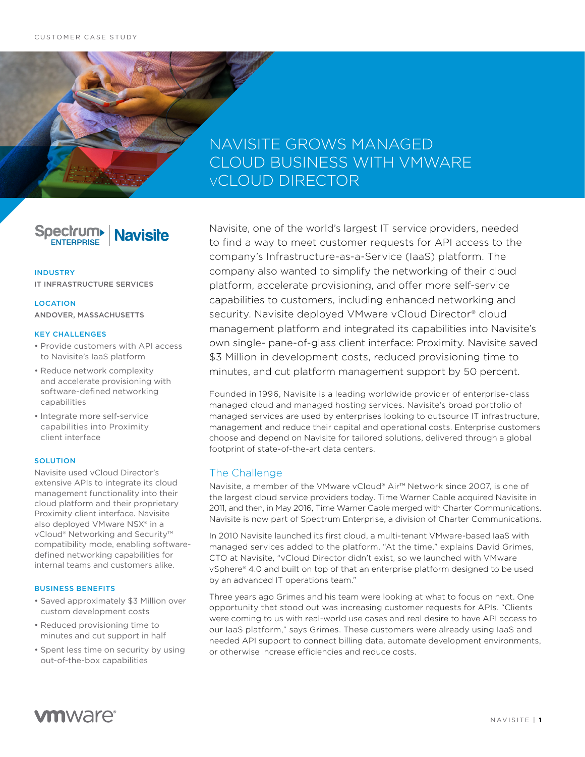CUSTOMER CASE STUDY

# NAVISITE GROWS MANAGED CLOUD BUSINESS WITH VMWARE vCLOUD DIRECTOR

Spectrum ENTERPRISE | Navisite

**INDUSTRY**

IT INFRASTRUCTURE SERVICES

**LOCATION**

ANDOVER, MASSACHUSETTS

**KEY CHALLENGES**

- Provide customers with API access to Navisite's IaaS platform
- Reduce network complexity and accelerate provisioning with software-defined networking capabilities
- Integrate more self-service capabilities into Proximity client interface

**SOLUTION**

Navisite used vCloud Director's extensive APIs to integrate its cloud management functionality into their cloud platform and their proprietary Proximity client interface. Navisite also deployed VMware NSX® in a vCloud® Networking and Security™ compatibility mode, enabling software-defined networking capabilities for internal teams and customers alike.

**BUSINESS BENEFITS**

- Saved approximately $3 Million over custom development costs
- Reduced provisioning time to minutes and cut support in half
- Spent less time on security by using out-of-the-box capabilities

Navisite, one of the world's largest IT service providers, needed to find a way to meet customer requests for API access to the company's Infrastructure-as-a-Service (IaaS) platform. The company also wanted to simplify the networking of their cloud platform, accelerate provisioning, and offer more self-service capabilities to customers, including enhanced networking and security. Navisite deployed VMware vCloud Director® cloud management platform and integrated its capabilities into Navisite's own single- pane-of-glass client interface: Proximity. Navisite saved $3 Million in development costs, reduced provisioning time to minutes, and cut platform management support by 50 percent.

Founded in 1996, Navisite is a leading worldwide provider of enterprise-class managed cloud and managed hosting services. Navisite's broad portfolio of managed services are used by enterprises looking to outsource IT infrastructure, management and reduce their capital and operational costs. Enterprise customers choose and depend on Navisite for tailored solutions, delivered through a global footprint of state-of-the-art data centers.

## The Challenge

Navisite, a member of the VMware vCloud® Air™ Network since 2007, is one of the largest cloud service providers today. Time Warner Cable acquired Navisite in 2011, and then, in May 2016, Time Warner Cable merged with Charter Communications. Navisite is now part of Spectrum Enterprise, a division of Charter Communications.

In 2010 Navisite launched its first cloud, a multi-tenant VMware-based IaaS with managed services added to the platform. "At the time," explains David Grimes, CTO at Navisite, "vCloud Director didn't exist, so we launched with VMware vSphere® 4.0 and built on top of that an enterprise platform designed to be used by an advanced IT operations team."

Three years ago Grimes and his team were looking at what to focus on next. One opportunity that stood out was increasing customer requests for APIs. "Clients were coming to us with real-world use cases and real desire to have API access to our IaaS platform," says Grimes. These customers were already using IaaS and needed API support to connect billing data, automate development environments, or otherwise increase efficiencies and reduce costs.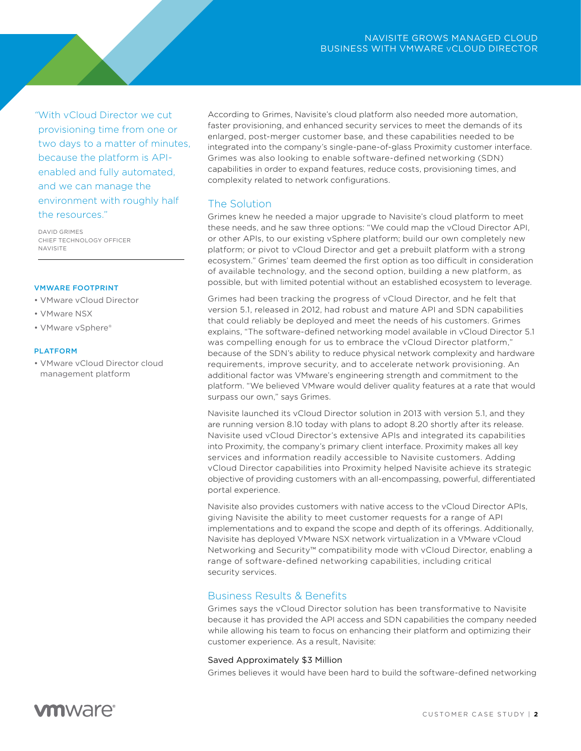"With vCloud Director we cut provisioning time from one or two days to a matter of minutes, because the platform is API-enabled and fully automated, and we can manage the environment with roughly half the resources."

DAVID GRIMES
CHIEF TECHNOLOGY OFFICER
NAVISITE

**VMWARE FOOTPRINT**

- VMware vCloud Director
- VMware NSX
- VMware vSphere®

**PLATFORM**

- VMware vCloud Director cloud management platform

According to Grimes, Navisite's cloud platform also needed more automation, faster provisioning, and enhanced security services to meet the demands of its enlarged, post-merger customer base, and these capabilities needed to be integrated into the company's single-pane-of-glass Proximity customer interface. Grimes was also looking to enable software-defined networking (SDN) capabilities in order to expand features, reduce costs, provisioning times, and complexity related to network configurations.

## The Solution

Grimes knew he needed a major upgrade to Navisite's cloud platform to meet these needs, and he saw three options: "We could map the vCloud Director API, or other APIs, to our existing vSphere platform; build our own completely new platform; or pivot to vCloud Director and get a prebuilt platform with a strong ecosystem." Grimes' team deemed the first option as too difficult in consideration of available technology, and the second option, building a new platform, as possible, but with limited potential without an established ecosystem to leverage.

Grimes had been tracking the progress of vCloud Director, and he felt that version 5.1, released in 2012, had robust and mature API and SDN capabilities that could reliably be deployed and meet the needs of his customers. Grimes explains, "The software-defined networking model available in vCloud Director 5.1 was compelling enough for us to embrace the vCloud Director platform," because of the SDN's ability to reduce physical network complexity and hardware requirements, improve security, and to accelerate network provisioning. An additional factor was VMware's engineering strength and commitment to the platform. "We believed VMware would deliver quality features at a rate that would surpass our own," says Grimes.

Navisite launched its vCloud Director solution in 2013 with version 5.1, and they are running version 8.10 today with plans to adopt 8.20 shortly after its release. Navisite used vCloud Director's extensive APIs and integrated its capabilities into Proximity, the company's primary client interface. Proximity makes all key services and information readily accessible to Navisite customers. Adding vCloud Director capabilities into Proximity helped Navisite achieve its strategic objective of providing customers with an all-encompassing, powerful, differentiated portal experience.

Navisite also provides customers with native access to the vCloud Director APIs, giving Navisite the ability to meet customer requests for a range of API implementations and to expand the scope and depth of its offerings. Additionally, Navisite has deployed VMware NSX network virtualization in a VMware vCloud Networking and Security™ compatibility mode with vCloud Director, enabling a range of software-defined networking capabilities, including critical security services.

## Business Results & Benefits

Grimes says the vCloud Director solution has been transformative to Navisite because it has provided the API access and SDN capabilities the company needed while allowing his team to focus on enhancing their platform and optimizing their customer experience. As a result, Navisite:

### Saved Approximately $3 Million

Grimes believes it would have been hard to build the software-defined networking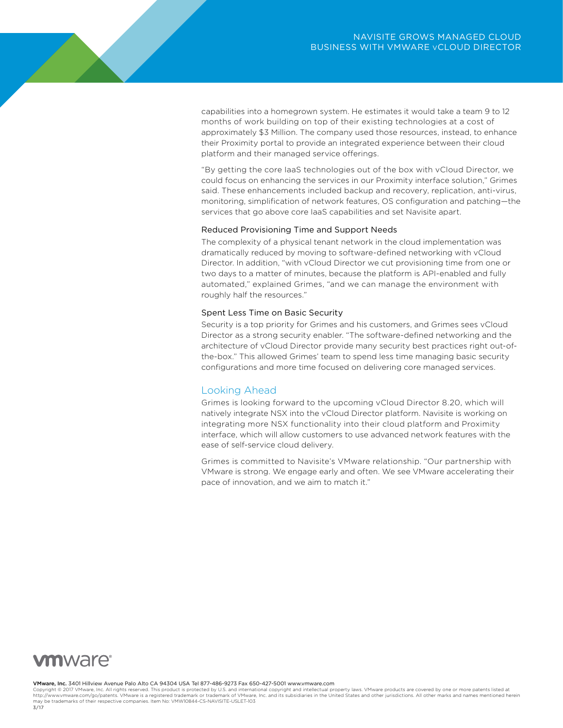capabilities into a homegrown system. He estimates it would take a team 9 to 12 months of work building on top of their existing technologies at a cost of approximately $3 Million. The company used those resources, instead, to enhance their Proximity portal to provide an integrated experience between their cloud platform and their managed service offerings.

"By getting the core IaaS technologies out of the box with vCloud Director, we could focus on enhancing the services in our Proximity interface solution," Grimes said. These enhancements included backup and recovery, replication, anti-virus, monitoring, simplification of network features, OS configuration and patching—the services that go above core IaaS capabilities and set Navisite apart.

### Reduced Provisioning Time and Support Needs

The complexity of a physical tenant network in the cloud implementation was dramatically reduced by moving to software-defined networking with vCloud Director. In addition, "with vCloud Director we cut provisioning time from one or two days to a matter of minutes, because the platform is API-enabled and fully automated," explained Grimes, "and we can manage the environment with roughly half the resources."

### Spent Less Time on Basic Security

Security is a top priority for Grimes and his customers, and Grimes sees vCloud Director as a strong security enabler. "The software-defined networking and the architecture of vCloud Director provide many security best practices right out-of-the-box." This allowed Grimes' team to spend less time managing basic security configurations and more time focused on delivering core managed services.

## Looking Ahead

Grimes is looking forward to the upcoming vCloud Director 8.20, which will natively integrate NSX into the vCloud Director platform. Navisite is working on integrating more NSX functionality into their cloud platform and Proximity interface, which will allow customers to use advanced network features with the ease of self-service cloud delivery.

Grimes is committed to Navisite's VMware relationship. "Our partnership with VMware is strong. We engage early and often. We see VMware accelerating their pace of innovation, and we aim to match it."

vmware®

**VMware, Inc.** 3401 Hillview Avenue Palo Alto CA 94304 USA Tel 877-486-9273 Fax 650-427-5001 www.vmware.com
Copyright © 2017 VMware, Inc. All rights reserved. This product is protected by U.S. and international copyright and intellectual property laws. VMware products are covered by one or more patents listed at http://www.vmware.com/go/patents. VMware is a registered trademark or trademark of VMware, Inc. and its subsidiaries in the United States and other jurisdictions. All other marks and names mentioned herein may be trademarks of their respective companies. Item No: VMW10844-CS-NAVISITE-USLET-103
3/17